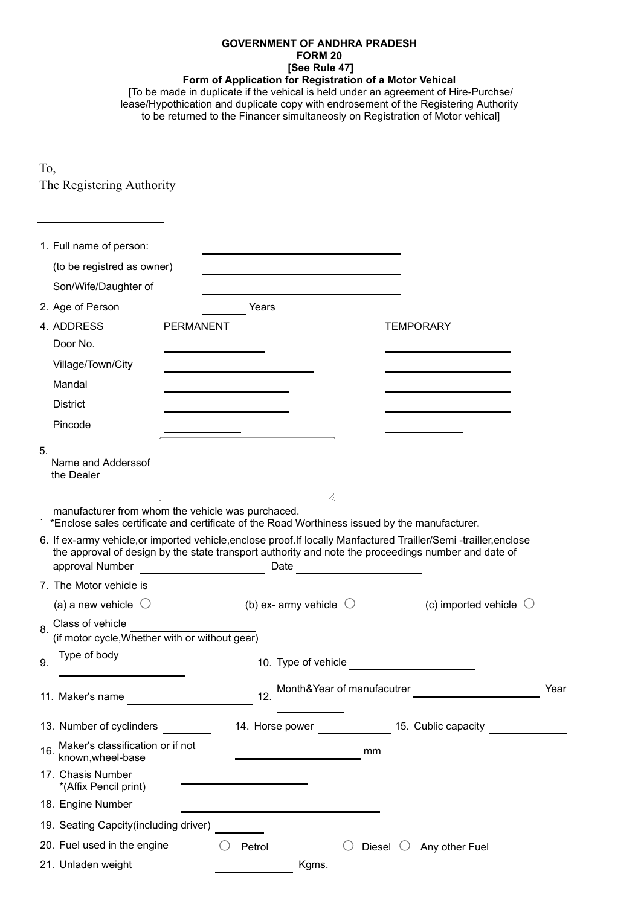**GOVERNMENT OF ANDHRA PRADESH**
**FORM 20**
**[See Rule 47]**
**Form of Application for Registration of a Motor Vehical**

[To be made in duplicate if the vehical is held under an agreement of Hire-Purchse/ lease/Hypothication and duplicate copy with endrosement of the Registering Authority to be returned to the Financer simultaneosly on Registration of Motor vehical]

To,
The Registering Authority

\_\_\_\_\_\_\_\_\_\_\_\_\_\_\_\_\_\_

1. Full name of person: \_\_\_\_\_\_\_\_\_\_\_\_\_\_\_\_\_\_
   (to be registred as owner) \_\_\_\_\_\_\_\_\_\_\_\_\_\_\_\_\_\_
   Son/Wife/Daughter of \_\_\_\_\_\_\_\_\_\_\_\_\_\_\_\_\_\_
2. Age of Person \_\_\_\_\_\_ Years

4. ADDRESS

| | PERMANENT | TEMPORARY |
|---|---|---|
| Door No. | | |
| Village/Town/City | | |
| Mandal | | |
| District | | |
| Pincode | | |

5. Name and Adderssof the Dealer

   manufacturer from whom the vehicle was purchased.
   *Enclose sales certificate and certificate of the Road Worthiness issued by the manufacturer.

6. If ex-army vehicle,or imported vehicle,enclose proof.If locally Manfactured Trailler/Semi -trailler,enclose the approval of design by the state transport authority and note the proceedings number and date of approval Number \_\_\_\_\_\_\_\_\_\_ Date \_\_\_\_\_\_\_\_\_\_
7. The Motor vehicle is
   (a) a new vehicle ○ (b) ex- army vehicle ○ (c) imported vehicle ○
8. Class of vehicle \_\_\_\_\_\_\_\_\_\_
   (if motor cycle,Whether with or without gear)
9. Type of body \_\_\_\_\_\_\_\_\_\_
10. Type of vehicle \_\_\_\_\_\_\_\_\_\_
11. Maker's name \_\_\_\_\_\_\_\_\_\_
12. Month&Year of manufacutrer \_\_\_\_\_\_\_\_\_\_ Year \_\_\_\_\_\_
13. Number of cyclinders \_\_\_\_\_\_
14. Horse power \_\_\_\_\_\_
15. Cublic capacity \_\_\_\_\_\_
16. Maker's classification or if not known,wheel-base \_\_\_\_\_\_\_\_\_\_ mm
17. Chasis Number \_\_\_\_\_\_\_\_\_\_
    *(Affix Pencil print)
18. Engine Number \_\_\_\_\_\_\_\_\_\_
19. Seating Capcity(including driver) \_\_\_\_\_\_
20. Fuel used in the engine ○ Petrol ○ Diesel ○ Any other Fuel
21. Unladen weight \_\_\_\_\_\_ Kgms.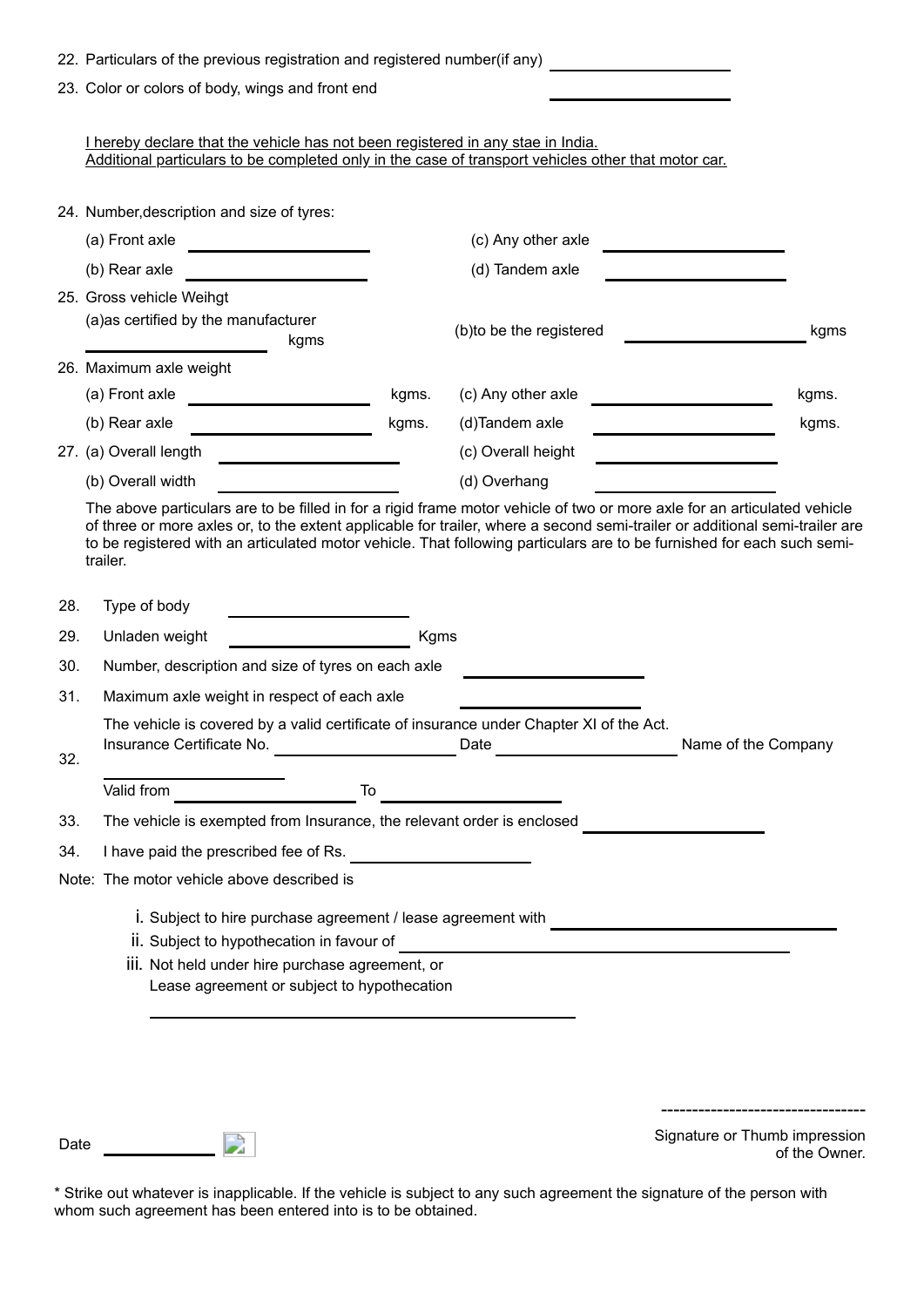22. Particulars of the previous registration and registered number(if any) ____________________

23. Color or colors of body, wings and front end ____________________

I hereby declare that the vehicle has not been registered in any stae in India.
Additional particulars to be completed only in the case of transport vehicles other that motor car.

24. Number,description and size of tyres:
    - (a) Front axle ____________________
    - (b) Rear axle ____________________
    - (c) Any other axle ____________________
    - (d) Tandem axle ____________________

25. Gross vehicle Weihgt
    - (a)as certified by the manufacturer ____________________ kgms
    - (b)to be the registered ____________________ kgms

26. Maximum axle weight
    - (a) Front axle ____________________ kgms.
    - (b) Rear axle ____________________ kgms.
    - (c) Any other axle ____________________ kgms.
    - (d)Tandem axle ____________________ kgms.

27. (a) Overall length ____________________
    - (b) Overall width ____________________
    - (c) Overall height ____________________
    - (d) Overhang ____________________

The above particulars are to be filled in for a rigid frame motor vehicle of two or more axle for an articulated vehicle of three or more axles or, to the extent applicable for trailer, where a second semi-trailer or additional semi-trailer are to be registered with an articulated motor vehicle. That following particulars are to be furnished for each such semi-trailer.

28. Type of body ____________________

29. Unladen weight ____________________ Kgms

30. Number, description and size of tyres on each axle ____________________

31. Maximum axle weight in respect of each axle ____________________

32. The vehicle is covered by a valid certificate of insurance under Chapter XI of the Act.
    Insurance Certificate No. ____________________ Date ____________________ Name of the Company ____________________
    Valid from ____________________ To ____________________

33. The vehicle is exempted from Insurance, the relevant order is enclosed ____________________

34. I have paid the prescribed fee of Rs. ____________________

Note: The motor vehicle above described is

- i. Subject to hire purchase agreement / lease agreement with ____________________
- ii. Subject to hypothecation in favour of ____________________
- iii. Not held under hire purchase agreement, or Lease agreement or subject to hypothecation

____________________

Date ____________

--------------------------------
Signature or Thumb impression of the Owner.

* Strike out whatever is inapplicable. If the vehicle is subject to any such agreement the signature of the person with whom such agreement has been entered into is to be obtained.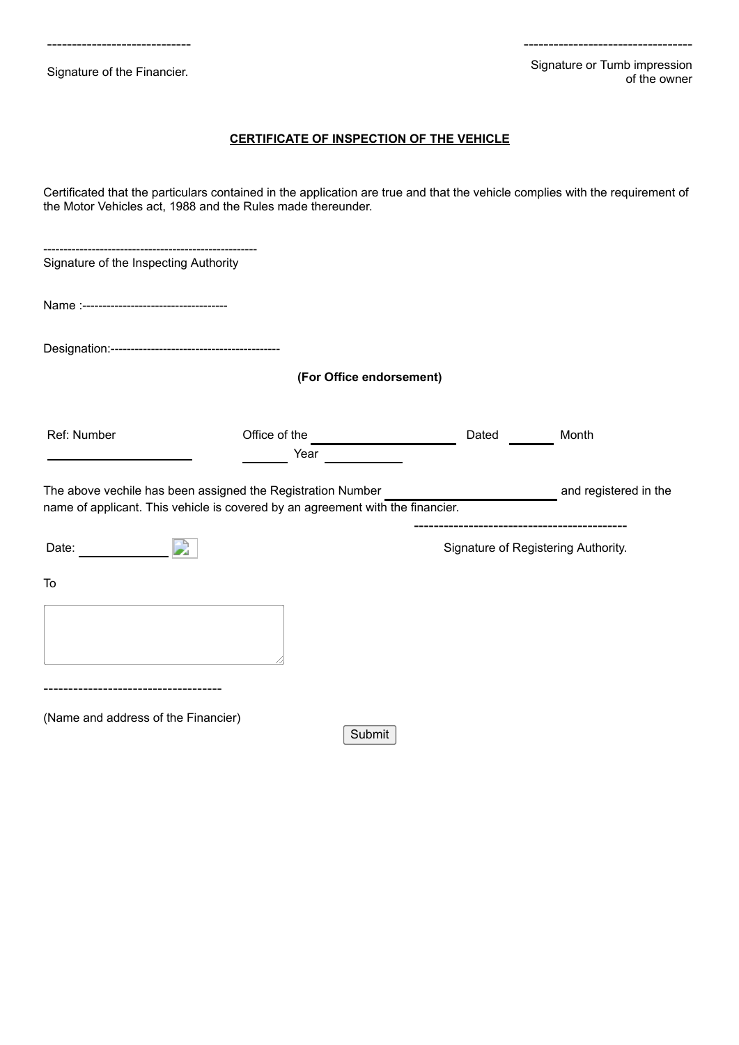-----------------------------

Signature of the Financier.

----------------------------------

Signature or Tumb impression of the owner

## CERTIFICATE OF INSPECTION OF THE VEHICLE

Certificated that the particulars contained in the application are true and that the vehicle complies with the requirement of the Motor Vehicles act, 1988 and the Rules made thereunder.

----------------------------------------------------

Signature of the Inspecting Authority

Name :------------------------------------

Designation:------------------------------------------

**(For Office endorsement)**

Ref: Number ____________ Office of the ____________ Dated ______ Month ______ Year ______

The above vechile has been assigned the Registration Number ____________ and registered in the name of applicant. This vehicle is covered by an agreement with the financier.

-------------------------------------------

Signature of Registering Authority.

Date: ____________

To

------------------------------------

(Name and address of the Financier)

Submit